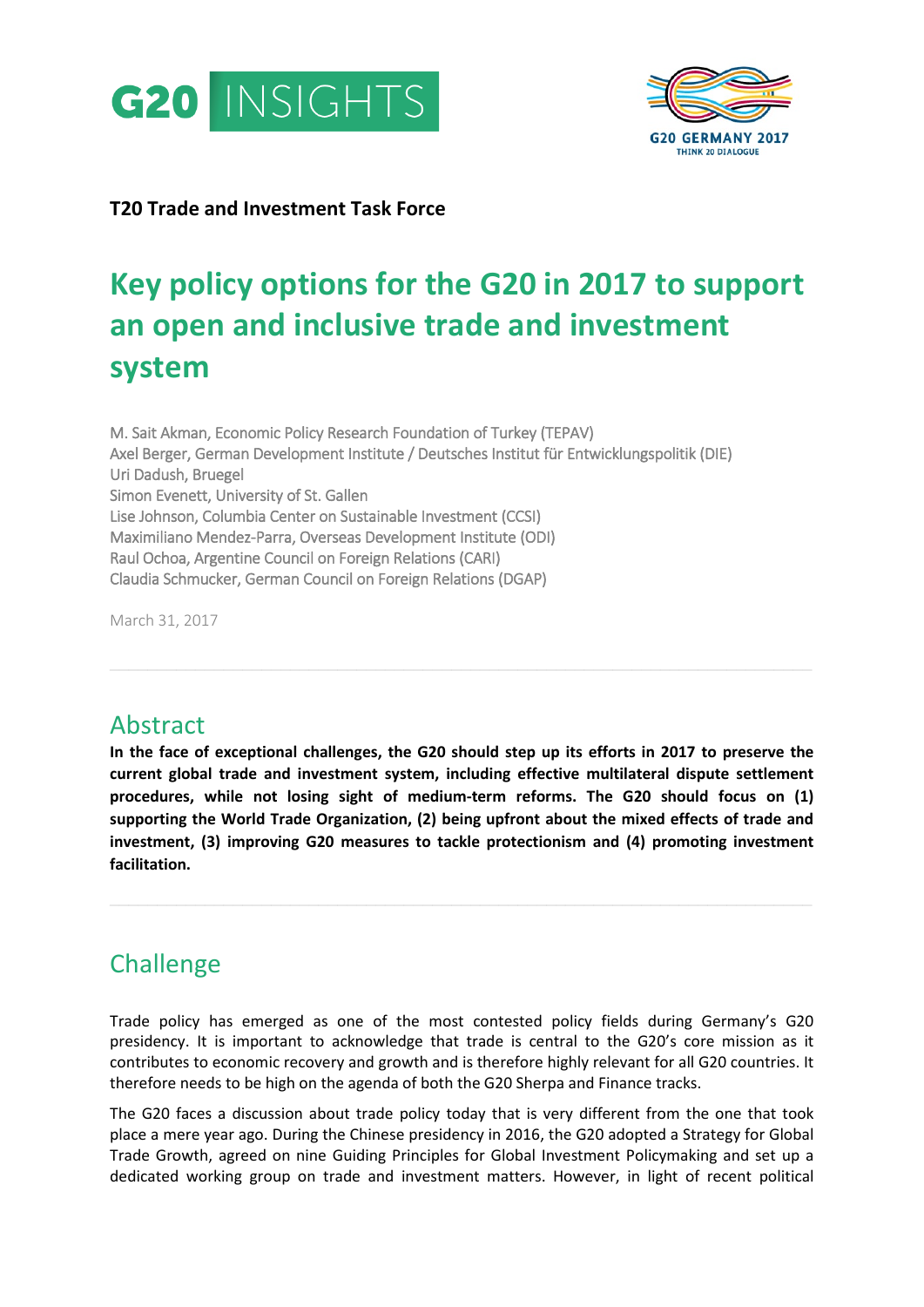G20 INSIGHTS

G20 GERMANY 2017
THINK 20 DIALOGUE

**T20 Trade and Investment Task Force**

# Key policy options for the G20 in 2017 to support an open and inclusive trade and investment system

M. Sait Akman, Economic Policy Research Foundation of Turkey (TEPAV)
Axel Berger, German Development Institute / Deutsches Institut für Entwicklungspolitik (DIE)
Uri Dadush, Bruegel
Simon Evenett, University of St. Gallen
Lise Johnson, Columbia Center on Sustainable Investment (CCSI)
Maximiliano Mendez-Parra, Overseas Development Institute (ODI)
Raul Ochoa, Argentine Council on Foreign Relations (CARI)
Claudia Schmucker, German Council on Foreign Relations (DGAP)

March 31, 2017

## Abstract

**In the face of exceptional challenges, the G20 should step up its efforts in 2017 to preserve the current global trade and investment system, including effective multilateral dispute settlement procedures, while not losing sight of medium-term reforms. The G20 should focus on (1) supporting the World Trade Organization, (2) being upfront about the mixed effects of trade and investment, (3) improving G20 measures to tackle protectionism and (4) promoting investment facilitation.**

## Challenge

Trade policy has emerged as one of the most contested policy fields during Germany's G20 presidency. It is important to acknowledge that trade is central to the G20's core mission as it contributes to economic recovery and growth and is therefore highly relevant for all G20 countries. It therefore needs to be high on the agenda of both the G20 Sherpa and Finance tracks.

The G20 faces a discussion about trade policy today that is very different from the one that took place a mere year ago. During the Chinese presidency in 2016, the G20 adopted a Strategy for Global Trade Growth, agreed on nine Guiding Principles for Global Investment Policymaking and set up a dedicated working group on trade and investment matters. However, in light of recent political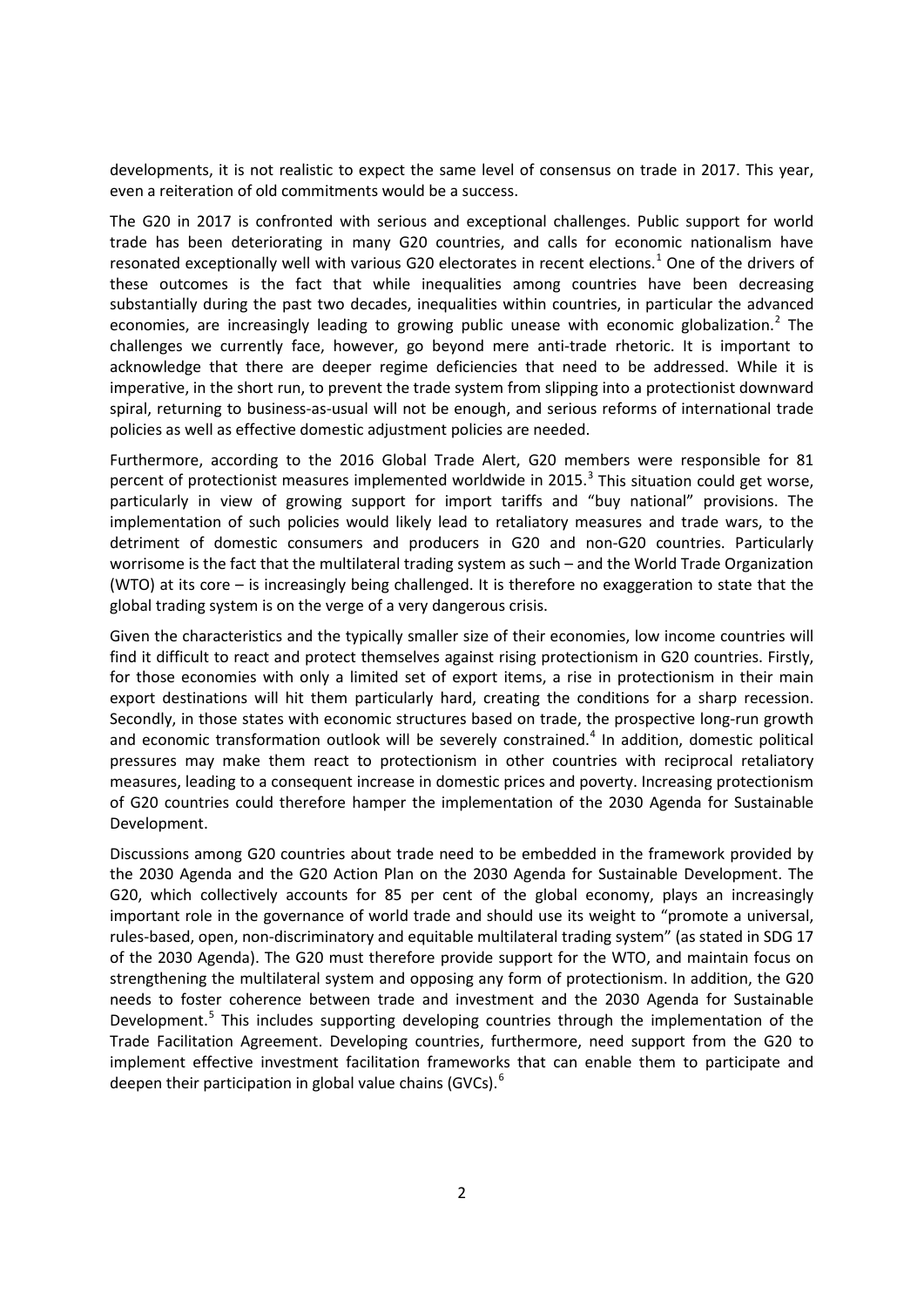developments, it is not realistic to expect the same level of consensus on trade in 2017. This year, even a reiteration of old commitments would be a success.

The G20 in 2017 is confronted with serious and exceptional challenges. Public support for world trade has been deteriorating in many G20 countries, and calls for economic nationalism have resonated exceptionally well with various G20 electorates in recent elections.[1] One of the drivers of these outcomes is the fact that while inequalities among countries have been decreasing substantially during the past two decades, inequalities within countries, in particular the advanced economies, are increasingly leading to growing public unease with economic globalization.[2] The challenges we currently face, however, go beyond mere anti-trade rhetoric. It is important to acknowledge that there are deeper regime deficiencies that need to be addressed. While it is imperative, in the short run, to prevent the trade system from slipping into a protectionist downward spiral, returning to business-as-usual will not be enough, and serious reforms of international trade policies as well as effective domestic adjustment policies are needed.

Furthermore, according to the 2016 Global Trade Alert, G20 members were responsible for 81 percent of protectionist measures implemented worldwide in 2015.[3] This situation could get worse, particularly in view of growing support for import tariffs and "buy national" provisions. The implementation of such policies would likely lead to retaliatory measures and trade wars, to the detriment of domestic consumers and producers in G20 and non-G20 countries. Particularly worrisome is the fact that the multilateral trading system as such – and the World Trade Organization (WTO) at its core – is increasingly being challenged. It is therefore no exaggeration to state that the global trading system is on the verge of a very dangerous crisis.

Given the characteristics and the typically smaller size of their economies, low income countries will find it difficult to react and protect themselves against rising protectionism in G20 countries. Firstly, for those economies with only a limited set of export items, a rise in protectionism in their main export destinations will hit them particularly hard, creating the conditions for a sharp recession. Secondly, in those states with economic structures based on trade, the prospective long-run growth and economic transformation outlook will be severely constrained.[4] In addition, domestic political pressures may make them react to protectionism in other countries with reciprocal retaliatory measures, leading to a consequent increase in domestic prices and poverty. Increasing protectionism of G20 countries could therefore hamper the implementation of the 2030 Agenda for Sustainable Development.

Discussions among G20 countries about trade need to be embedded in the framework provided by the 2030 Agenda and the G20 Action Plan on the 2030 Agenda for Sustainable Development. The G20, which collectively accounts for 85 per cent of the global economy, plays an increasingly important role in the governance of world trade and should use its weight to "promote a universal, rules-based, open, non-discriminatory and equitable multilateral trading system" (as stated in SDG 17 of the 2030 Agenda). The G20 must therefore provide support for the WTO, and maintain focus on strengthening the multilateral system and opposing any form of protectionism. In addition, the G20 needs to foster coherence between trade and investment and the 2030 Agenda for Sustainable Development.[5] This includes supporting developing countries through the implementation of the Trade Facilitation Agreement. Developing countries, furthermore, need support from the G20 to implement effective investment facilitation frameworks that can enable them to participate and deepen their participation in global value chains (GVCs).[6]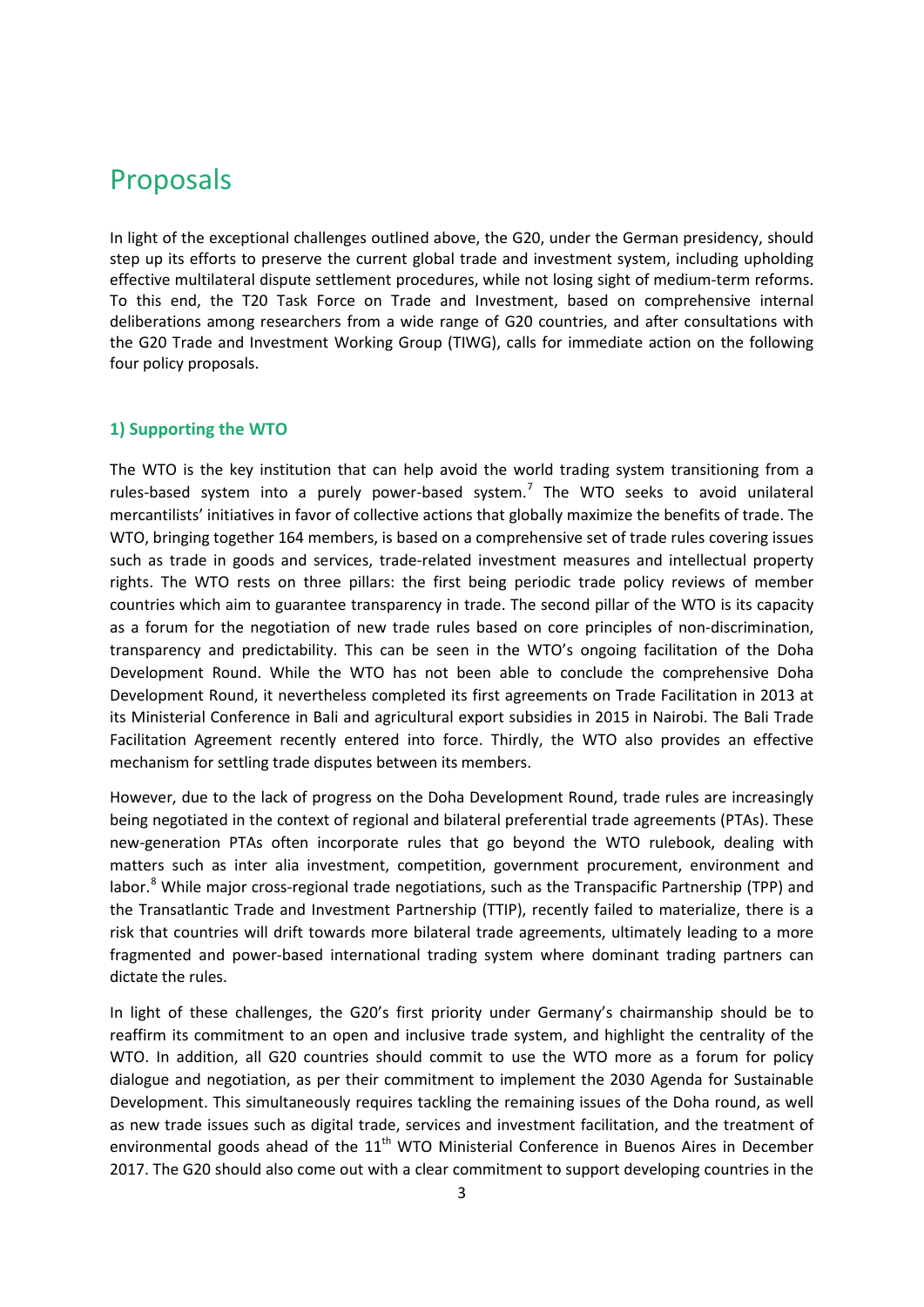# Proposals

In light of the exceptional challenges outlined above, the G20, under the German presidency, should step up its efforts to preserve the current global trade and investment system, including upholding effective multilateral dispute settlement procedures, while not losing sight of medium-term reforms. To this end, the T20 Task Force on Trade and Investment, based on comprehensive internal deliberations among researchers from a wide range of G20 countries, and after consultations with the G20 Trade and Investment Working Group (TIWG), calls for immediate action on the following four policy proposals.

### 1) Supporting the WTO

The WTO is the key institution that can help avoid the world trading system transitioning from a rules-based system into a purely power-based system.[7] The WTO seeks to avoid unilateral mercantilists' initiatives in favor of collective actions that globally maximize the benefits of trade. The WTO, bringing together 164 members, is based on a comprehensive set of trade rules covering issues such as trade in goods and services, trade-related investment measures and intellectual property rights. The WTO rests on three pillars: the first being periodic trade policy reviews of member countries which aim to guarantee transparency in trade. The second pillar of the WTO is its capacity as a forum for the negotiation of new trade rules based on core principles of non-discrimination, transparency and predictability. This can be seen in the WTO's ongoing facilitation of the Doha Development Round. While the WTO has not been able to conclude the comprehensive Doha Development Round, it nevertheless completed its first agreements on Trade Facilitation in 2013 at its Ministerial Conference in Bali and agricultural export subsidies in 2015 in Nairobi. The Bali Trade Facilitation Agreement recently entered into force. Thirdly, the WTO also provides an effective mechanism for settling trade disputes between its members.

However, due to the lack of progress on the Doha Development Round, trade rules are increasingly being negotiated in the context of regional and bilateral preferential trade agreements (PTAs). These new-generation PTAs often incorporate rules that go beyond the WTO rulebook, dealing with matters such as inter alia investment, competition, government procurement, environment and labor.[8] While major cross-regional trade negotiations, such as the Transpacific Partnership (TPP) and the Transatlantic Trade and Investment Partnership (TTIP), recently failed to materialize, there is a risk that countries will drift towards more bilateral trade agreements, ultimately leading to a more fragmented and power-based international trading system where dominant trading partners can dictate the rules.

In light of these challenges, the G20's first priority under Germany's chairmanship should be to reaffirm its commitment to an open and inclusive trade system, and highlight the centrality of the WTO. In addition, all G20 countries should commit to use the WTO more as a forum for policy dialogue and negotiation, as per their commitment to implement the 2030 Agenda for Sustainable Development. This simultaneously requires tackling the remaining issues of the Doha round, as well as new trade issues such as digital trade, services and investment facilitation, and the treatment of environmental goods ahead of the 11th WTO Ministerial Conference in Buenos Aires in December 2017. The G20 should also come out with a clear commitment to support developing countries in the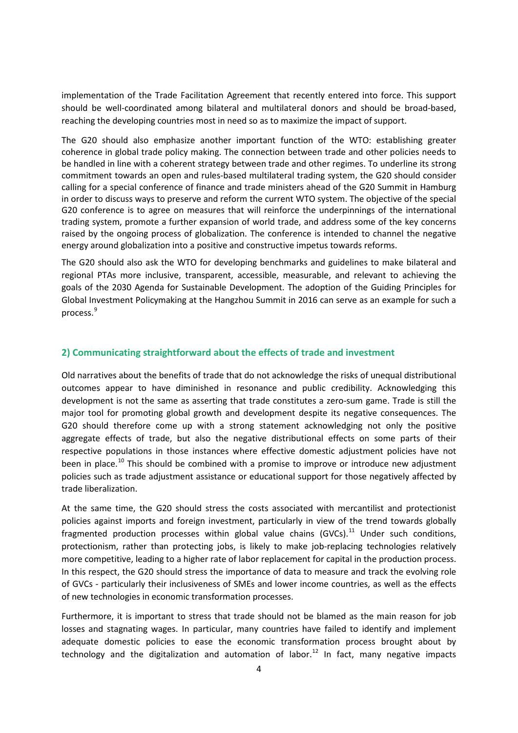implementation of the Trade Facilitation Agreement that recently entered into force. This support should be well-coordinated among bilateral and multilateral donors and should be broad-based, reaching the developing countries most in need so as to maximize the impact of support.

The G20 should also emphasize another important function of the WTO: establishing greater coherence in global trade policy making. The connection between trade and other policies needs to be handled in line with a coherent strategy between trade and other regimes. To underline its strong commitment towards an open and rules-based multilateral trading system, the G20 should consider calling for a special conference of finance and trade ministers ahead of the G20 Summit in Hamburg in order to discuss ways to preserve and reform the current WTO system. The objective of the special G20 conference is to agree on measures that will reinforce the underpinnings of the international trading system, promote a further expansion of world trade, and address some of the key concerns raised by the ongoing process of globalization. The conference is intended to channel the negative energy around globalization into a positive and constructive impetus towards reforms.

The G20 should also ask the WTO for developing benchmarks and guidelines to make bilateral and regional PTAs more inclusive, transparent, accessible, measurable, and relevant to achieving the goals of the 2030 Agenda for Sustainable Development. The adoption of the Guiding Principles for Global Investment Policymaking at the Hangzhou Summit in 2016 can serve as an example for such a process.[9]

## 2) Communicating straightforward about the effects of trade and investment

Old narratives about the benefits of trade that do not acknowledge the risks of unequal distributional outcomes appear to have diminished in resonance and public credibility. Acknowledging this development is not the same as asserting that trade constitutes a zero-sum game. Trade is still the major tool for promoting global growth and development despite its negative consequences. The G20 should therefore come up with a strong statement acknowledging not only the positive aggregate effects of trade, but also the negative distributional effects on some parts of their respective populations in those instances where effective domestic adjustment policies have not been in place.[10] This should be combined with a promise to improve or introduce new adjustment policies such as trade adjustment assistance or educational support for those negatively affected by trade liberalization.

At the same time, the G20 should stress the costs associated with mercantilist and protectionist policies against imports and foreign investment, particularly in view of the trend towards globally fragmented production processes within global value chains (GVCs).[11] Under such conditions, protectionism, rather than protecting jobs, is likely to make job-replacing technologies relatively more competitive, leading to a higher rate of labor replacement for capital in the production process. In this respect, the G20 should stress the importance of data to measure and track the evolving role of GVCs - particularly their inclusiveness of SMEs and lower income countries, as well as the effects of new technologies in economic transformation processes.

Furthermore, it is important to stress that trade should not be blamed as the main reason for job losses and stagnating wages. In particular, many countries have failed to identify and implement adequate domestic policies to ease the economic transformation process brought about by technology and the digitalization and automation of labor.[12] In fact, many negative impacts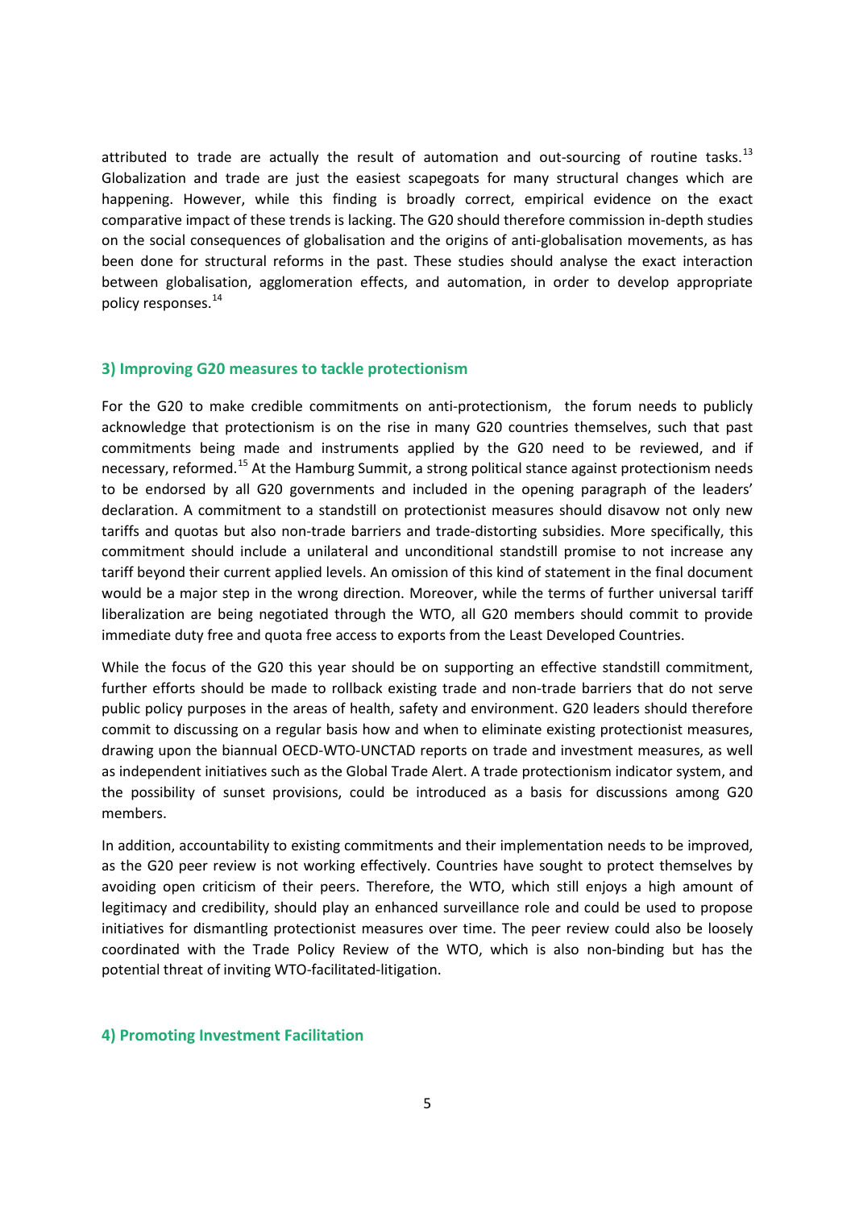attributed to trade are actually the result of automation and out-sourcing of routine tasks.[13] Globalization and trade are just the easiest scapegoats for many structural changes which are happening. However, while this finding is broadly correct, empirical evidence on the exact comparative impact of these trends is lacking. The G20 should therefore commission in-depth studies on the social consequences of globalisation and the origins of anti-globalisation movements, as has been done for structural reforms in the past. These studies should analyse the exact interaction between globalisation, agglomeration effects, and automation, in order to develop appropriate policy responses.[14]

### 3) Improving G20 measures to tackle protectionism

For the G20 to make credible commitments on anti-protectionism, the forum needs to publicly acknowledge that protectionism is on the rise in many G20 countries themselves, such that past commitments being made and instruments applied by the G20 need to be reviewed, and if necessary, reformed.[15] At the Hamburg Summit, a strong political stance against protectionism needs to be endorsed by all G20 governments and included in the opening paragraph of the leaders' declaration. A commitment to a standstill on protectionist measures should disavow not only new tariffs and quotas but also non-trade barriers and trade-distorting subsidies. More specifically, this commitment should include a unilateral and unconditional standstill promise to not increase any tariff beyond their current applied levels. An omission of this kind of statement in the final document would be a major step in the wrong direction. Moreover, while the terms of further universal tariff liberalization are being negotiated through the WTO, all G20 members should commit to provide immediate duty free and quota free access to exports from the Least Developed Countries.

While the focus of the G20 this year should be on supporting an effective standstill commitment, further efforts should be made to rollback existing trade and non-trade barriers that do not serve public policy purposes in the areas of health, safety and environment. G20 leaders should therefore commit to discussing on a regular basis how and when to eliminate existing protectionist measures, drawing upon the biannual OECD-WTO-UNCTAD reports on trade and investment measures, as well as independent initiatives such as the Global Trade Alert. A trade protectionism indicator system, and the possibility of sunset provisions, could be introduced as a basis for discussions among G20 members.

In addition, accountability to existing commitments and their implementation needs to be improved, as the G20 peer review is not working effectively. Countries have sought to protect themselves by avoiding open criticism of their peers. Therefore, the WTO, which still enjoys a high amount of legitimacy and credibility, should play an enhanced surveillance role and could be used to propose initiatives for dismantling protectionist measures over time. The peer review could also be loosely coordinated with the Trade Policy Review of the WTO, which is also non-binding but has the potential threat of inviting WTO-facilitated-litigation.

### 4) Promoting Investment Facilitation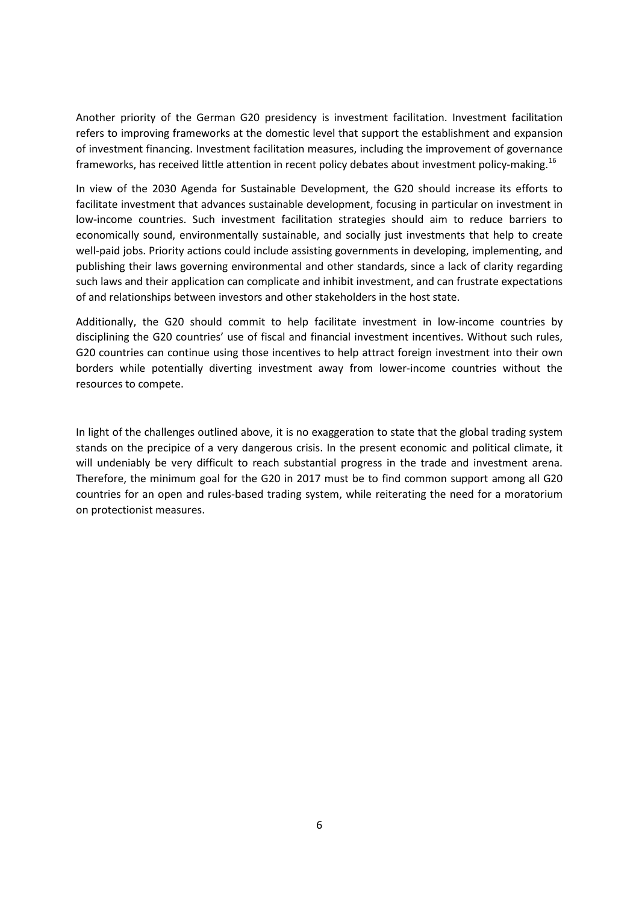Another priority of the German G20 presidency is investment facilitation. Investment facilitation refers to improving frameworks at the domestic level that support the establishment and expansion of investment financing. Investment facilitation measures, including the improvement of governance frameworks, has received little attention in recent policy debates about investment policy-making.[16]

In view of the 2030 Agenda for Sustainable Development, the G20 should increase its efforts to facilitate investment that advances sustainable development, focusing in particular on investment in low-income countries. Such investment facilitation strategies should aim to reduce barriers to economically sound, environmentally sustainable, and socially just investments that help to create well-paid jobs. Priority actions could include assisting governments in developing, implementing, and publishing their laws governing environmental and other standards, since a lack of clarity regarding such laws and their application can complicate and inhibit investment, and can frustrate expectations of and relationships between investors and other stakeholders in the host state.

Additionally, the G20 should commit to help facilitate investment in low-income countries by disciplining the G20 countries' use of fiscal and financial investment incentives. Without such rules, G20 countries can continue using those incentives to help attract foreign investment into their own borders while potentially diverting investment away from lower-income countries without the resources to compete.

In light of the challenges outlined above, it is no exaggeration to state that the global trading system stands on the precipice of a very dangerous crisis. In the present economic and political climate, it will undeniably be very difficult to reach substantial progress in the trade and investment arena. Therefore, the minimum goal for the G20 in 2017 must be to find common support among all G20 countries for an open and rules-based trading system, while reiterating the need for a moratorium on protectionist measures.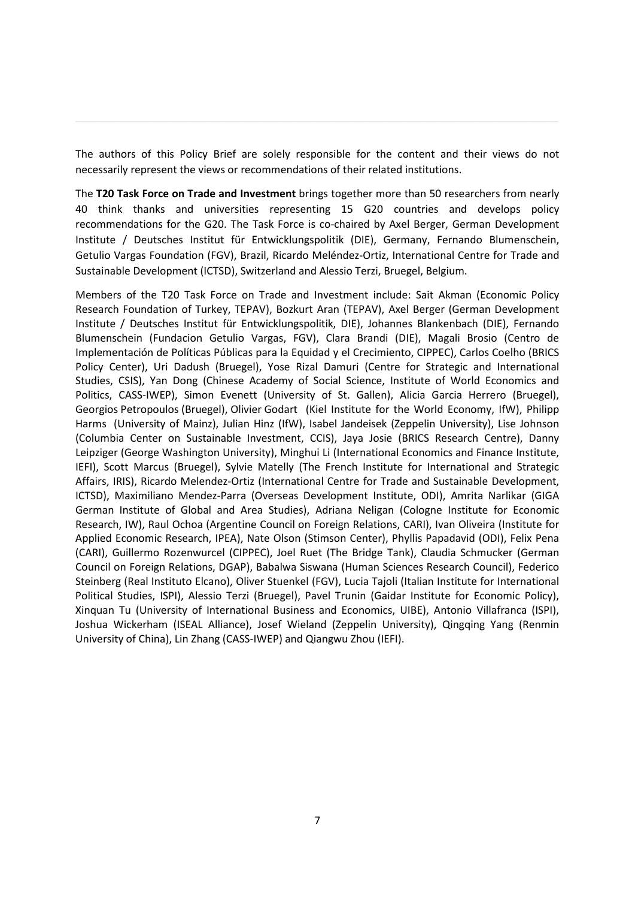The authors of this Policy Brief are solely responsible for the content and their views do not necessarily represent the views or recommendations of their related institutions.

The **T20 Task Force on Trade and Investment** brings together more than 50 researchers from nearly 40 think thanks and universities representing 15 G20 countries and develops policy recommendations for the G20. The Task Force is co-chaired by Axel Berger, German Development Institute / Deutsches Institut für Entwicklungspolitik (DIE), Germany, Fernando Blumenschein, Getulio Vargas Foundation (FGV), Brazil, Ricardo Meléndez-Ortiz, International Centre for Trade and Sustainable Development (ICTSD), Switzerland and Alessio Terzi, Bruegel, Belgium.

Members of the T20 Task Force on Trade and Investment include: Sait Akman (Economic Policy Research Foundation of Turkey, TEPAV), Bozkurt Aran (TEPAV), Axel Berger (German Development Institute / Deutsches Institut für Entwicklungspolitik, DIE), Johannes Blankenbach (DIE), Fernando Blumenschein (Fundacion Getulio Vargas, FGV), Clara Brandi (DIE), Magali Brosio (Centro de Implementación de Políticas Públicas para la Equidad y el Crecimiento, CIPPEC), Carlos Coelho (BRICS Policy Center), Uri Dadush (Bruegel), Yose Rizal Damuri (Centre for Strategic and International Studies, CSIS), Yan Dong (Chinese Academy of Social Science, Institute of World Economics and Politics, CASS-IWEP), Simon Evenett (University of St. Gallen), Alicia Garcia Herrero (Bruegel), Georgios Petropoulos (Bruegel), Olivier Godart (Kiel Institute for the World Economy, IfW), Philipp Harms (University of Mainz), Julian Hinz (IfW), Isabel Jandeisek (Zeppelin University), Lise Johnson (Columbia Center on Sustainable Investment, CCIS), Jaya Josie (BRICS Research Centre), Danny Leipziger (George Washington University), Minghui Li (International Economics and Finance Institute, IEFI), Scott Marcus (Bruegel), Sylvie Matelly (The French Institute for International and Strategic Affairs, IRIS), Ricardo Melendez-Ortiz (International Centre for Trade and Sustainable Development, ICTSD), Maximiliano Mendez-Parra (Overseas Development Institute, ODI), Amrita Narlikar (GIGA German Institute of Global and Area Studies), Adriana Neligan (Cologne Institute for Economic Research, IW), Raul Ochoa (Argentine Council on Foreign Relations, CARI), Ivan Oliveira (Institute for Applied Economic Research, IPEA), Nate Olson (Stimson Center), Phyllis Papadavid (ODI), Felix Pena (CARI), Guillermo Rozenwurcel (CIPPEC), Joel Ruet (The Bridge Tank), Claudia Schmucker (German Council on Foreign Relations, DGAP), Babalwa Siswana (Human Sciences Research Council), Federico Steinberg (Real Instituto Elcano), Oliver Stuenkel (FGV), Lucia Tajoli (Italian Institute for International Political Studies, ISPI), Alessio Terzi (Bruegel), Pavel Trunin (Gaidar Institute for Economic Policy), Xinquan Tu (University of International Business and Economics, UIBE), Antonio Villafranca (ISPI), Joshua Wickerham (ISEAL Alliance), Josef Wieland (Zeppelin University), Qingqing Yang (Renmin University of China), Lin Zhang (CASS-IWEP) and Qiangwu Zhou (IEFI).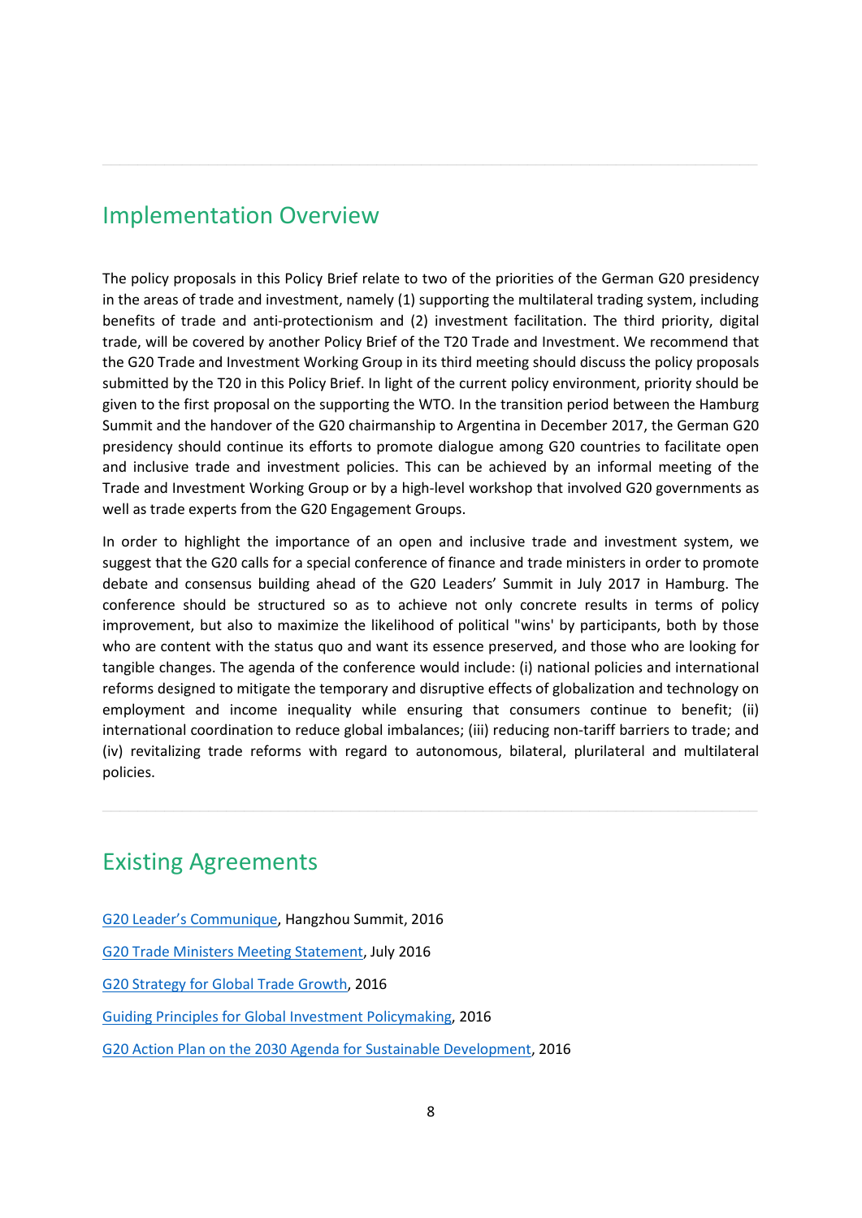## Implementation Overview

The policy proposals in this Policy Brief relate to two of the priorities of the German G20 presidency in the areas of trade and investment, namely (1) supporting the multilateral trading system, including benefits of trade and anti-protectionism and (2) investment facilitation. The third priority, digital trade, will be covered by another Policy Brief of the T20 Trade and Investment. We recommend that the G20 Trade and Investment Working Group in its third meeting should discuss the policy proposals submitted by the T20 in this Policy Brief. In light of the current policy environment, priority should be given to the first proposal on the supporting the WTO. In the transition period between the Hamburg Summit and the handover of the G20 chairmanship to Argentina in December 2017, the German G20 presidency should continue its efforts to promote dialogue among G20 countries to facilitate open and inclusive trade and investment policies. This can be achieved by an informal meeting of the Trade and Investment Working Group or by a high-level workshop that involved G20 governments as well as trade experts from the G20 Engagement Groups.

In order to highlight the importance of an open and inclusive trade and investment system, we suggest that the G20 calls for a special conference of finance and trade ministers in order to promote debate and consensus building ahead of the G20 Leaders' Summit in July 2017 in Hamburg. The conference should be structured so as to achieve not only concrete results in terms of policy improvement, but also to maximize the likelihood of political "wins' by participants, both by those who are content with the status quo and want its essence preserved, and those who are looking for tangible changes. The agenda of the conference would include: (i) national policies and international reforms designed to mitigate the temporary and disruptive effects of globalization and technology on employment and income inequality while ensuring that consumers continue to benefit; (ii) international coordination to reduce global imbalances; (iii) reducing non-tariff barriers to trade; and (iv) revitalizing trade reforms with regard to autonomous, bilateral, plurilateral and multilateral policies.

## Existing Agreements

G20 Leader's Communique, Hangzhou Summit, 2016

G20 Trade Ministers Meeting Statement, July 2016

G20 Strategy for Global Trade Growth, 2016

Guiding Principles for Global Investment Policymaking, 2016

G20 Action Plan on the 2030 Agenda for Sustainable Development, 2016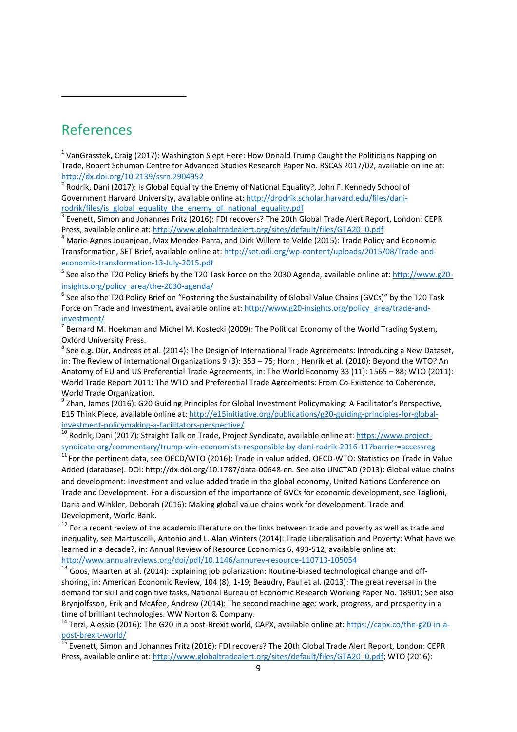## References

[1] VanGrasstek, Craig (2017): Washington Slept Here: How Donald Trump Caught the Politicians Napping on Trade, Robert Schuman Centre for Advanced Studies Research Paper No. RSCAS 2017/02, available online at: http://dx.doi.org/10.2139/ssrn.2904952

[2] Rodrik, Dani (2017): Is Global Equality the Enemy of National Equality?, John F. Kennedy School of Government Harvard University, available online at: http://drodrik.scholar.harvard.edu/files/dani-rodrik/files/is_global_equality_the_enemy_of_national_equality.pdf

[3] Evenett, Simon and Johannes Fritz (2016): FDI recovers? The 20th Global Trade Alert Report, London: CEPR Press, available online at: http://www.globaltradealert.org/sites/default/files/GTA20_0.pdf

[4] Marie-Agnes Jouanjean, Max Mendez-Parra, and Dirk Willem te Velde (2015): Trade Policy and Economic Transformation, SET Brief, available online at: http://set.odi.org/wp-content/uploads/2015/08/Trade-and-economic-transformation-13-July-2015.pdf

[5] See also the T20 Policy Briefs by the T20 Task Force on the 2030 Agenda, available online at: http://www.g20-insights.org/policy_area/the-2030-agenda/

[6] See also the T20 Policy Brief on "Fostering the Sustainability of Global Value Chains (GVCs)" by the T20 Task Force on Trade and Investment, available online at: http://www.g20-insights.org/policy_area/trade-and-investment/

[7] Bernard M. Hoekman and Michel M. Kostecki (2009): The Political Economy of the World Trading System, Oxford University Press.

[8] See e.g. Dür, Andreas et al. (2014): The Design of International Trade Agreements: Introducing a New Dataset, in: The Review of International Organizations 9 (3): 353 – 75; Horn , Henrik et al. (2010): Beyond the WTO? An Anatomy of EU and US Preferential Trade Agreements, in: The World Economy 33 (11): 1565 – 88; WTO (2011): World Trade Report 2011: The WTO and Preferential Trade Agreements: From Co-Existence to Coherence, World Trade Organization.

[9] Zhan, James (2016): G20 Guiding Principles for Global Investment Policymaking: A Facilitator's Perspective, E15 Think Piece, available online at: http://e15initiative.org/publications/g20-guiding-principles-for-global-investment-policymaking-a-facilitators-perspective/

[10] Rodrik, Dani (2017): Straight Talk on Trade, Project Syndicate, available online at: https://www.project-syndicate.org/commentary/trump-win-economists-responsible-by-dani-rodrik-2016-11?barrier=accessreg

[11] For the pertinent data, see OECD/WTO (2016): Trade in value added. OECD-WTO: Statistics on Trade in Value Added (database). DOI: http://dx.doi.org/10.1787/data-00648-en. See also UNCTAD (2013): Global value chains and development: Investment and value added trade in the global economy, United Nations Conference on Trade and Development. For a discussion of the importance of GVCs for economic development, see Taglioni, Daria and Winkler, Deborah (2016): Making global value chains work for development. Trade and Development, World Bank.

[12] For a recent review of the academic literature on the links between trade and poverty as well as trade and inequality, see Martuscelli, Antonio and L. Alan Winters (2014): Trade Liberalisation and Poverty: What have we learned in a decade?, in: Annual Review of Resource Economics 6, 493-512, available online at: http://www.annualreviews.org/doi/pdf/10.1146/annurev-resource-110713-105054

[13] Goos, Maarten at al. (2014): Explaining job polarization: Routine-biased technological change and off-shoring, in: American Economic Review, 104 (8), 1-19; Beaudry, Paul et al. (2013): The great reversal in the demand for skill and cognitive tasks, National Bureau of Economic Research Working Paper No. 18901; See also Brynjolfsson, Erik and McAfee, Andrew (2014): The second machine age: work, progress, and prosperity in a time of brilliant technologies. WW Norton & Company.

[14] Terzi, Alessio (2016): The G20 in a post-Brexit world, CAPX, available online at: https://capx.co/the-g20-in-a-post-brexit-world/

[15] Evenett, Simon and Johannes Fritz (2016): FDI recovers? The 20th Global Trade Alert Report, London: CEPR Press, available online at: http://www.globaltradealert.org/sites/default/files/GTA20_0.pdf; WTO (2016):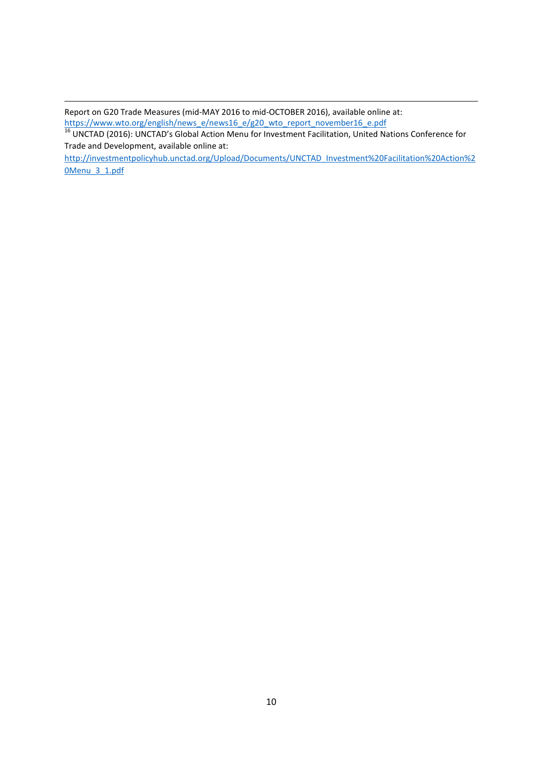Report on G20 Trade Measures (mid-MAY 2016 to mid-OCTOBER 2016), available online at: https://www.wto.org/english/news_e/news16_e/g20_wto_report_november16_e.pdf

[16] UNCTAD (2016): UNCTAD's Global Action Menu for Investment Facilitation, United Nations Conference for Trade and Development, available online at: http://investmentpolicyhub.unctad.org/Upload/Documents/UNCTAD_Investment%20Facilitation%20Action%20Menu_3_1.pdf